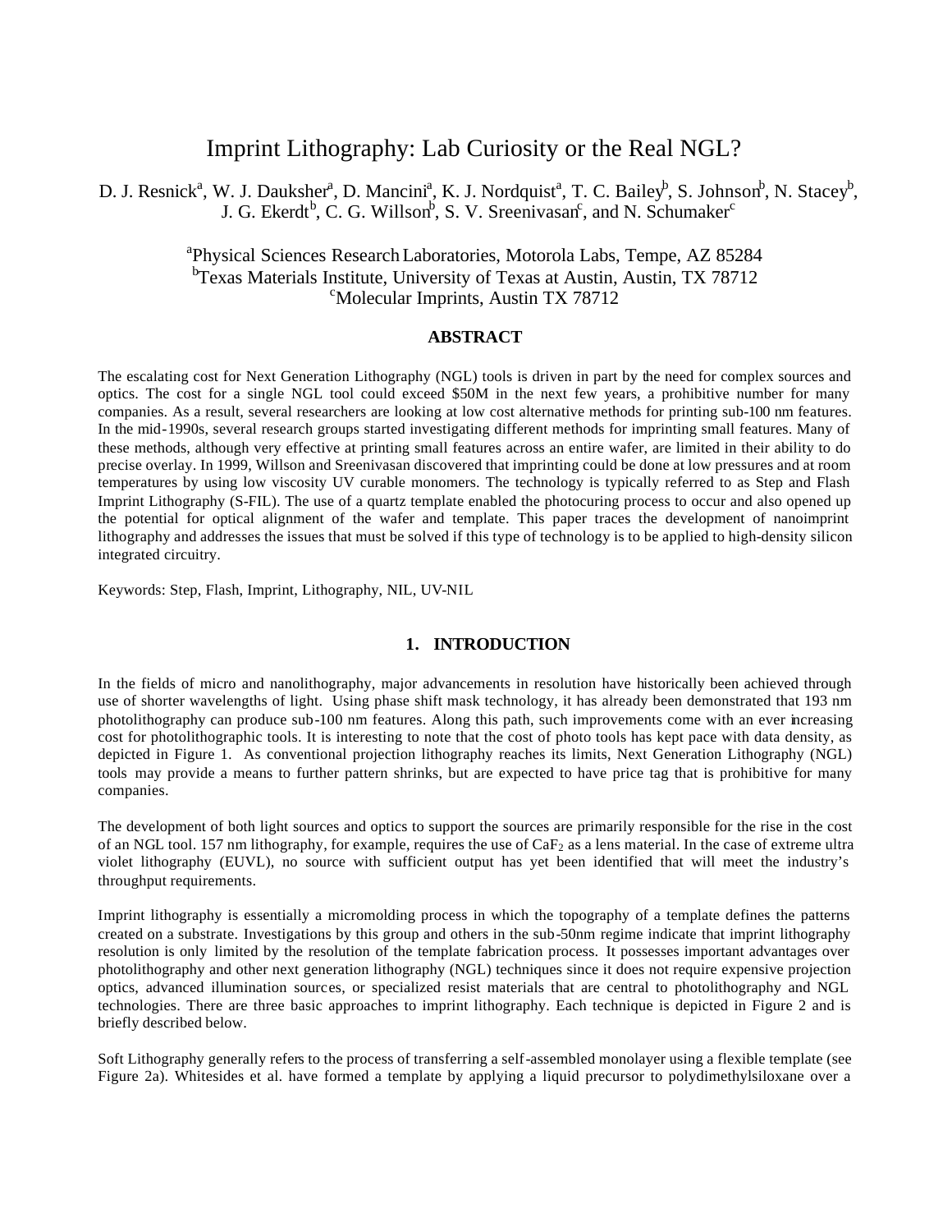# Imprint Lithography: Lab Curiosity or the Real NGL?

D. J. Resnick[a], W. J. Dauksher[a], D. Mancini[a], K. J. Nordquist[a], T. C. Bailey[b], S. Johnson[b], N. Stacey[b], J. G. Ekerdt[b], C. G. Willson[b], S. V. Sreenivasan[c], and N. Schumaker[c]

[a]Physical Sciences Research Laboratories, Motorola Labs, Tempe, AZ 85284
[b]Texas Materials Institute, University of Texas at Austin, Austin, TX 78712
[c]Molecular Imprints, Austin TX 78712

## ABSTRACT

The escalating cost for Next Generation Lithography (NGL) tools is driven in part by the need for complex sources and optics. The cost for a single NGL tool could exceed $50M in the next few years, a prohibitive number for many companies. As a result, several researchers are looking at low cost alternative methods for printing sub-100 nm features. In the mid-1990s, several research groups started investigating different methods for imprinting small features. Many of these methods, although very effective at printing small features across an entire wafer, are limited in their ability to do precise overlay. In 1999, Willson and Sreenivasan discovered that imprinting could be done at low pressures and at room temperatures by using low viscosity UV curable monomers. The technology is typically referred to as Step and Flash Imprint Lithography (S-FIL). The use of a quartz template enabled the photocuring process to occur and also opened up the potential for optical alignment of the wafer and template. This paper traces the development of nanoimprint lithography and addresses the issues that must be solved if this type of technology is to be applied to high-density silicon integrated circuitry.

Keywords: Step, Flash, Imprint, Lithography, NIL, UV-NIL

## 1. INTRODUCTION

In the fields of micro and nanolithography, major advancements in resolution have historically been achieved through use of shorter wavelengths of light. Using phase shift mask technology, it has already been demonstrated that 193 nm photolithography can produce sub-100 nm features. Along this path, such improvements come with an ever increasing cost for photolithographic tools. It is interesting to note that the cost of photo tools has kept pace with data density, as depicted in Figure 1. As conventional projection lithography reaches its limits, Next Generation Lithography (NGL) tools may provide a means to further pattern shrinks, but are expected to have price tag that is prohibitive for many companies.

The development of both light sources and optics to support the sources are primarily responsible for the rise in the cost of an NGL tool. 157 nm lithography, for example, requires the use of $CaF_2$ as a lens material. In the case of extreme ultra violet lithography (EUVL), no source with sufficient output has yet been identified that will meet the industry's throughput requirements.

Imprint lithography is essentially a micromolding process in which the topography of a template defines the patterns created on a substrate. Investigations by this group and others in the sub-50nm regime indicate that imprint lithography resolution is only limited by the resolution of the template fabrication process. It possesses important advantages over photolithography and other next generation lithography (NGL) techniques since it does not require expensive projection optics, advanced illumination sources, or specialized resist materials that are central to photolithography and NGL technologies. There are three basic approaches to imprint lithography. Each technique is depicted in Figure 2 and is briefly described below.

Soft Lithography generally refers to the process of transferring a self-assembled monolayer using a flexible template (see Figure 2a). Whitesides et al. have formed a template by applying a liquid precursor to polydimethylsiloxane over a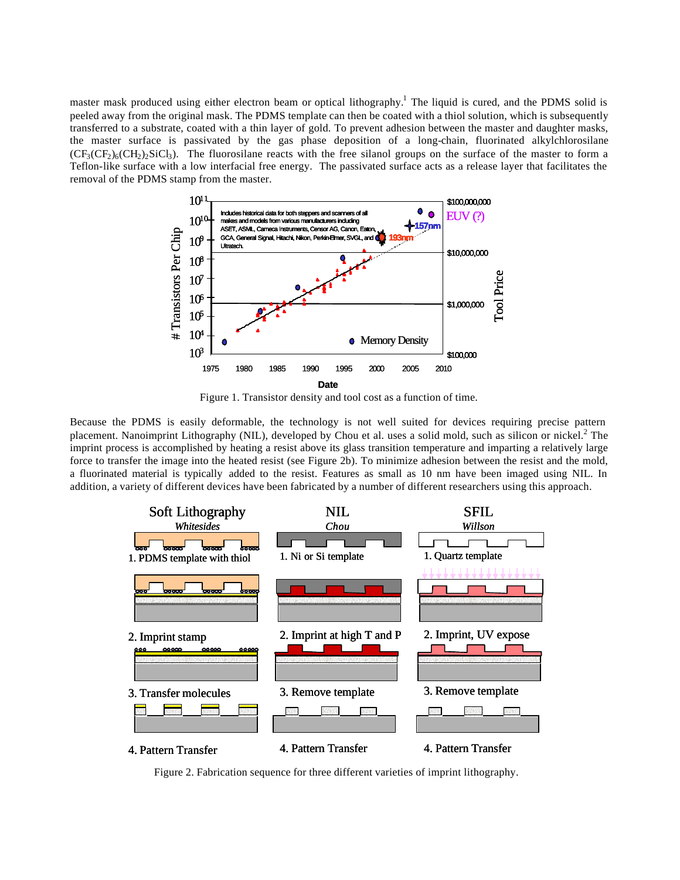master mask produced using either electron beam or optical lithography.[1] The liquid is cured, and the PDMS solid is peeled away from the original mask. The PDMS template can then be coated with a thiol solution, which is subsequently transferred to a substrate, coated with a thin layer of gold. To prevent adhesion between the master and daughter masks, the master surface is passivated by the gas phase deposition of a long-chain, fluorinated alkylchlorosilane ($CF_3(CF_2)_6(CH_2)_2SiCl_3$). The fluorosilane reacts with the free silanol groups on the surface of the master to form a Teflon-like surface with a low interfacial free energy. The passivated surface acts as a release layer that facilitates the removal of the PDMS stamp from the master.

Figure 1. Transistor density and tool cost as a function of time.

Because the PDMS is easily deformable, the technology is not well suited for devices requiring precise pattern placement. Nanoimprint Lithography (NIL), developed by Chou et al. uses a solid mold, such as silicon or nickel.[2] The imprint process is accomplished by heating a resist above its glass transition temperature and imparting a relatively large force to transfer the image into the heated resist (see Figure 2b). To minimize adhesion between the resist and the mold, a fluorinated material is typically added to the resist. Features as small as 10 nm have been imaged using NIL. In addition, a variety of different devices have been fabricated by a number of different researchers using this approach.

Figure 2. Fabrication sequence for three different varieties of imprint lithography.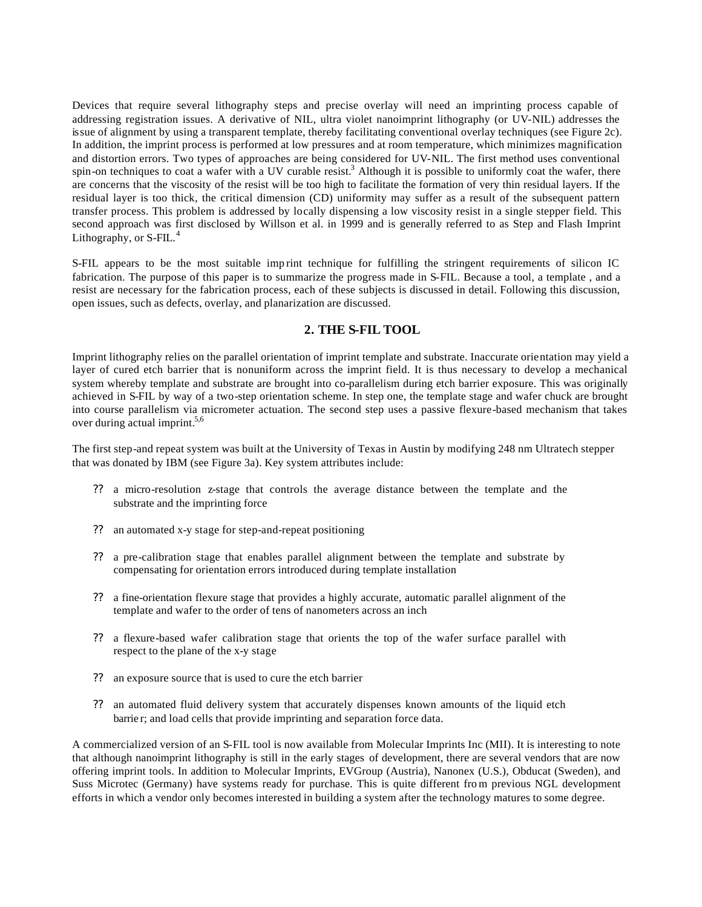Devices that require several lithography steps and precise overlay will need an imprinting process capable of addressing registration issues. A derivative of NIL, ultra violet nanoimprint lithography (or UV-NIL) addresses the issue of alignment by using a transparent template, thereby facilitating conventional overlay techniques (see Figure 2c). In addition, the imprint process is performed at low pressures and at room temperature, which minimizes magnification and distortion errors. Two types of approaches are being considered for UV-NIL. The first method uses conventional spin-on techniques to coat a wafer with a UV curable resist.[3] Although it is possible to uniformly coat the wafer, there are concerns that the viscosity of the resist will be too high to facilitate the formation of very thin residual layers. If the residual layer is too thick, the critical dimension (CD) uniformity may suffer as a result of the subsequent pattern transfer process. This problem is addressed by locally dispensing a low viscosity resist in a single stepper field. This second approach was first disclosed by Willson et al. in 1999 and is generally referred to as Step and Flash Imprint Lithography, or S-FIL.[4]

S-FIL appears to be the most suitable imprint technique for fulfilling the stringent requirements of silicon IC fabrication. The purpose of this paper is to summarize the progress made in S-FIL. Because a tool, a template , and a resist are necessary for the fabrication process, each of these subjects is discussed in detail. Following this discussion, open issues, such as defects, overlay, and planarization are discussed.

## 2. THE S-FIL TOOL

Imprint lithography relies on the parallel orientation of imprint template and substrate. Inaccurate orientation may yield a layer of cured etch barrier that is nonuniform across the imprint field. It is thus necessary to develop a mechanical system whereby template and substrate are brought into co-parallelism during etch barrier exposure. This was originally achieved in S-FIL by way of a two-step orientation scheme. In step one, the template stage and wafer chuck are brought into course parallelism via micrometer actuation. The second step uses a passive flexure-based mechanism that takes over during actual imprint.[5,6]

The first step-and repeat system was built at the University of Texas in Austin by modifying 248 nm Ultratech stepper that was donated by IBM (see Figure 3a). Key system attributes include:

- a micro-resolution z-stage that controls the average distance between the template and the substrate and the imprinting force
- an automated x-y stage for step-and-repeat positioning
- a pre-calibration stage that enables parallel alignment between the template and substrate by compensating for orientation errors introduced during template installation
- a fine-orientation flexure stage that provides a highly accurate, automatic parallel alignment of the template and wafer to the order of tens of nanometers across an inch
- a flexure-based wafer calibration stage that orients the top of the wafer surface parallel with respect to the plane of the x-y stage
- an exposure source that is used to cure the etch barrier
- an automated fluid delivery system that accurately dispenses known amounts of the liquid etch barrier; and load cells that provide imprinting and separation force data.

A commercialized version of an S-FIL tool is now available from Molecular Imprints Inc (MII). It is interesting to note that although nanoimprint lithography is still in the early stages of development, there are several vendors that are now offering imprint tools. In addition to Molecular Imprints, EVGroup (Austria), Nanonex (U.S.), Obducat (Sweden), and Suss Microtec (Germany) have systems ready for purchase. This is quite different from previous NGL development efforts in which a vendor only becomes interested in building a system after the technology matures to some degree.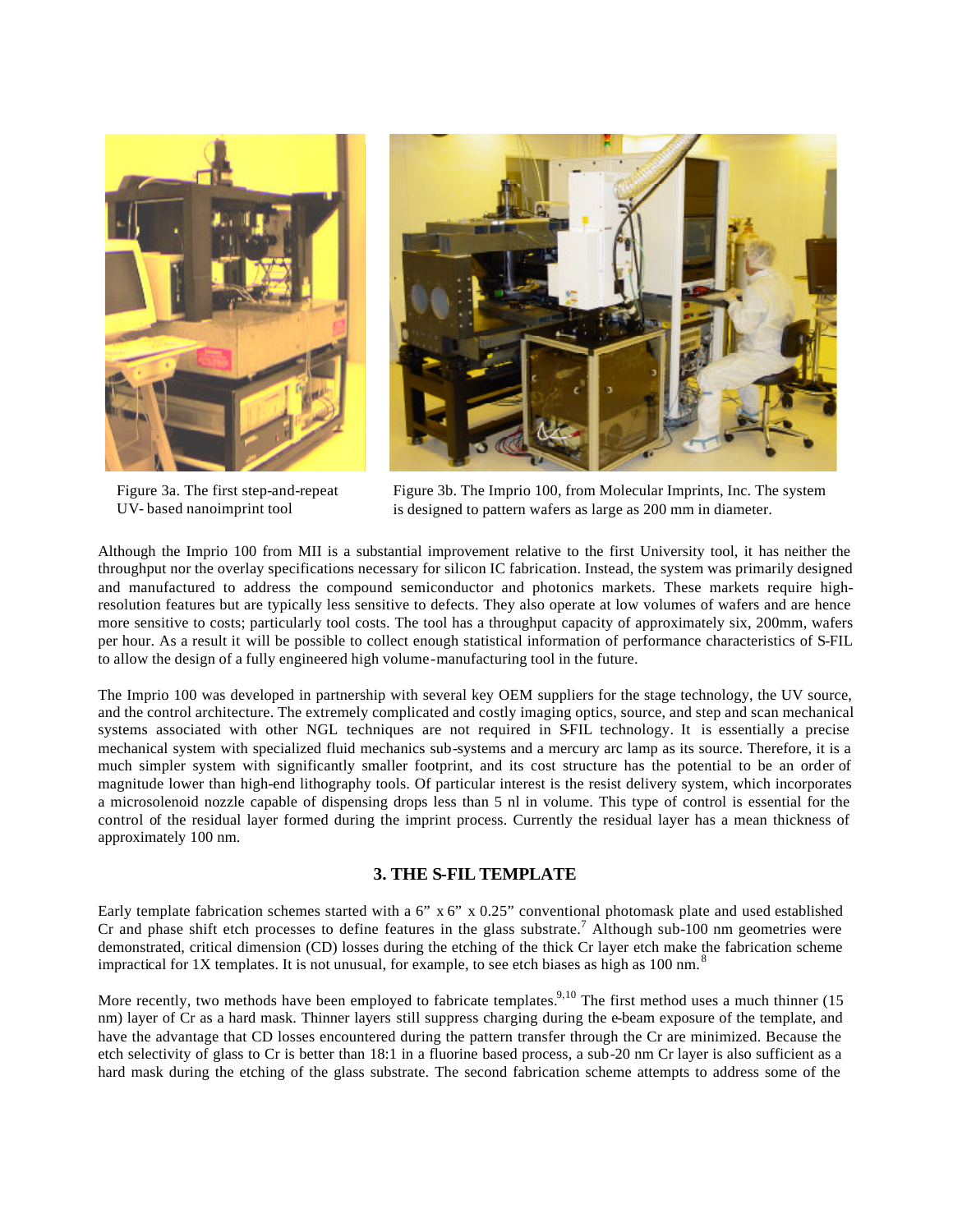Figure 3a. The first step-and-repeat UV- based nanoimprint tool

Figure 3b. The Imprio 100, from Molecular Imprints, Inc. The system is designed to pattern wafers as large as 200 mm in diameter.

Although the Imprio 100 from MII is a substantial improvement relative to the first University tool, it has neither the throughput nor the overlay specifications necessary for silicon IC fabrication. Instead, the system was primarily designed and manufactured to address the compound semiconductor and photonics markets. These markets require high-resolution features but are typically less sensitive to defects. They also operate at low volumes of wafers and are hence more sensitive to costs; particularly tool costs. The tool has a throughput capacity of approximately six, 200mm, wafers per hour. As a result it will be possible to collect enough statistical information of performance characteristics of S-FIL to allow the design of a fully engineered high volume-manufacturing tool in the future.

The Imprio 100 was developed in partnership with several key OEM suppliers for the stage technology, the UV source, and the control architecture. The extremely complicated and costly imaging optics, source, and step and scan mechanical systems associated with other NGL techniques are not required in S-FIL technology. It is essentially a precise mechanical system with specialized fluid mechanics sub-systems and a mercury arc lamp as its source. Therefore, it is a much simpler system with significantly smaller footprint, and its cost structure has the potential to be an order of magnitude lower than high-end lithography tools. Of particular interest is the resist delivery system, which incorporates a microsolenoid nozzle capable of dispensing drops less than 5 nl in volume. This type of control is essential for the control of the residual layer formed during the imprint process. Currently the residual layer has a mean thickness of approximately 100 nm.

## 3. THE S-FIL TEMPLATE

Early template fabrication schemes started with a 6" x 6" x 0.25" conventional photomask plate and used established Cr and phase shift etch processes to define features in the glass substrate.[7] Although sub-100 nm geometries were demonstrated, critical dimension (CD) losses during the etching of the thick Cr layer etch make the fabrication scheme impractical for 1X templates. It is not unusual, for example, to see etch biases as high as 100 nm.[8]

More recently, two methods have been employed to fabricate templates.[9,10] The first method uses a much thinner (15 nm) layer of Cr as a hard mask. Thinner layers still suppress charging during the e-beam exposure of the template, and have the advantage that CD losses encountered during the pattern transfer through the Cr are minimized. Because the etch selectivity of glass to Cr is better than 18:1 in a fluorine based process, a sub-20 nm Cr layer is also sufficient as a hard mask during the etching of the glass substrate. The second fabrication scheme attempts to address some of the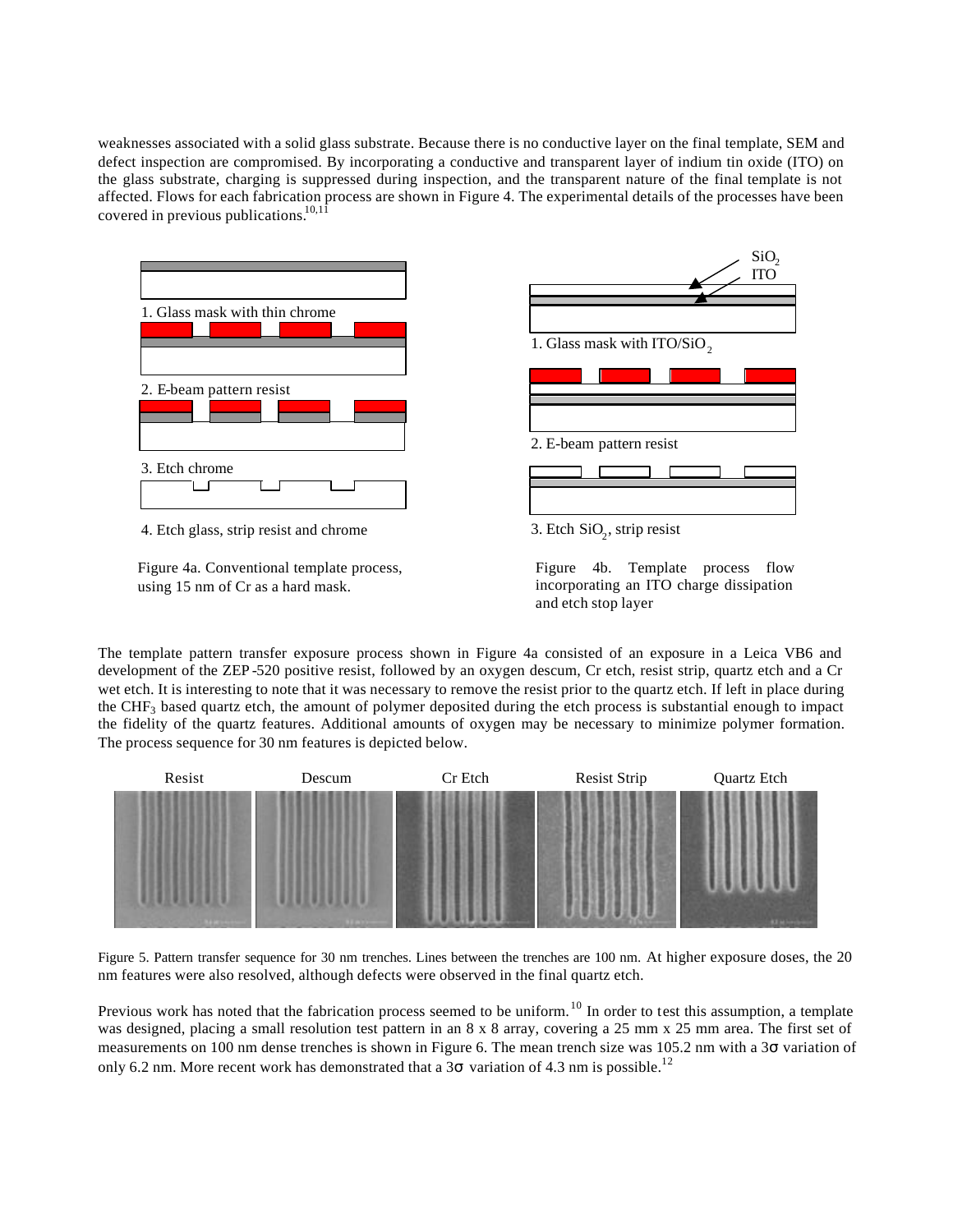weaknesses associated with a solid glass substrate. Because there is no conductive layer on the final template, SEM and defect inspection are compromised. By incorporating a conductive and transparent layer of indium tin oxide (ITO) on the glass substrate, charging is suppressed during inspection, and the transparent nature of the final template is not affected. Flows for each fabrication process are shown in Figure 4. The experimental details of the processes have been covered in previous publications.[10,11]

1. Glass mask with thin chrome

2. E-beam pattern resist

3. Etch chrome

4. Etch glass, strip resist and chrome

Figure 4a. Conventional template process, using 15 nm of Cr as a hard mask.

$SiO_2$

ITO

1. Glass mask with ITO/$SiO_2$

2. E-beam pattern resist

3. Etch $SiO_2$, strip resist

Figure 4b. Template process flow incorporating an ITO charge dissipation and etch stop layer

The template pattern transfer exposure process shown in Figure 4a consisted of an exposure in a Leica VB6 and development of the ZEP-520 positive resist, followed by an oxygen descum, Cr etch, resist strip, quartz etch and a Cr wet etch. It is interesting to note that it was necessary to remove the resist prior to the quartz etch. If left in place during the $CHF_3$ based quartz etch, the amount of polymer deposited during the etch process is substantial enough to impact the fidelity of the quartz features. Additional amounts of oxygen may be necessary to minimize polymer formation. The process sequence for 30 nm features is depicted below.

Resist | Descum | Cr Etch | Resist Strip | Quartz Etch

Figure 5. Pattern transfer sequence for 30 nm trenches. Lines between the trenches are 100 nm. At higher exposure doses, the 20 nm features were also resolved, although defects were observed in the final quartz etch.

Previous work has noted that the fabrication process seemed to be uniform.[10] In order to test this assumption, a template was designed, placing a small resolution test pattern in an 8 x 8 array, covering a 25 mm x 25 mm area. The first set of measurements on 100 nm dense trenches is shown in Figure 6. The mean trench size was 105.2 nm with a $3\sigma$ variation of only 6.2 nm. More recent work has demonstrated that a $3\sigma$ variation of 4.3 nm is possible.[12]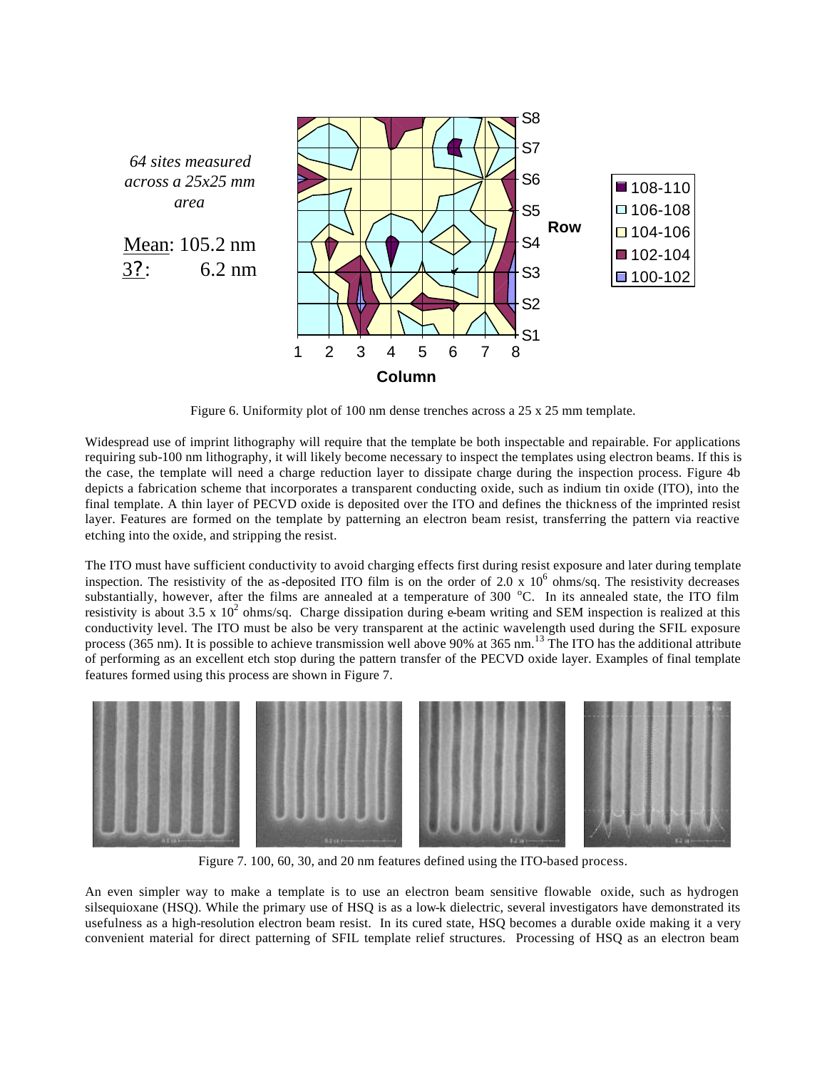64 sites measured across a 25x25 mm area

Mean: 105.2 nm
3?: 6.2 nm

Figure 6. Uniformity plot of 100 nm dense trenches across a 25 x 25 mm template.

Widespread use of imprint lithography will require that the template be both inspectable and repairable. For applications requiring sub-100 nm lithography, it will likely become necessary to inspect the templates using electron beams. If this is the case, the template will need a charge reduction layer to dissipate charge during the inspection process. Figure 4b depicts a fabrication scheme that incorporates a transparent conducting oxide, such as indium tin oxide (ITO), into the final template. A thin layer of PECVD oxide is deposited over the ITO and defines the thickness of the imprinted resist layer. Features are formed on the template by patterning an electron beam resist, transferring the pattern via reactive etching into the oxide, and stripping the resist.

The ITO must have sufficient conductivity to avoid charging effects first during resist exposure and later during template inspection. The resistivity of the as-deposited ITO film is on the order of $2.0 \times 10^6$ ohms/sq. The resistivity decreases substantially, however, after the films are annealed at a temperature of 300 °C. In its annealed state, the ITO film resistivity is about $3.5 \times 10^2$ ohms/sq. Charge dissipation during e-beam writing and SEM inspection is realized at this conductivity level. The ITO must be also be very transparent at the actinic wavelength used during the SFIL exposure process (365 nm). It is possible to achieve transmission well above 90% at 365 nm.[13] The ITO has the additional attribute of performing as an excellent etch stop during the pattern transfer of the PECVD oxide layer. Examples of final template features formed using this process are shown in Figure 7.

Figure 7. 100, 60, 30, and 20 nm features defined using the ITO-based process.

An even simpler way to make a template is to use an electron beam sensitive flowable oxide, such as hydrogen silsequioxane (HSQ). While the primary use of HSQ is as a low-k dielectric, several investigators have demonstrated its usefulness as a high-resolution electron beam resist. In its cured state, HSQ becomes a durable oxide making it a very convenient material for direct patterning of SFIL template relief structures. Processing of HSQ as an electron beam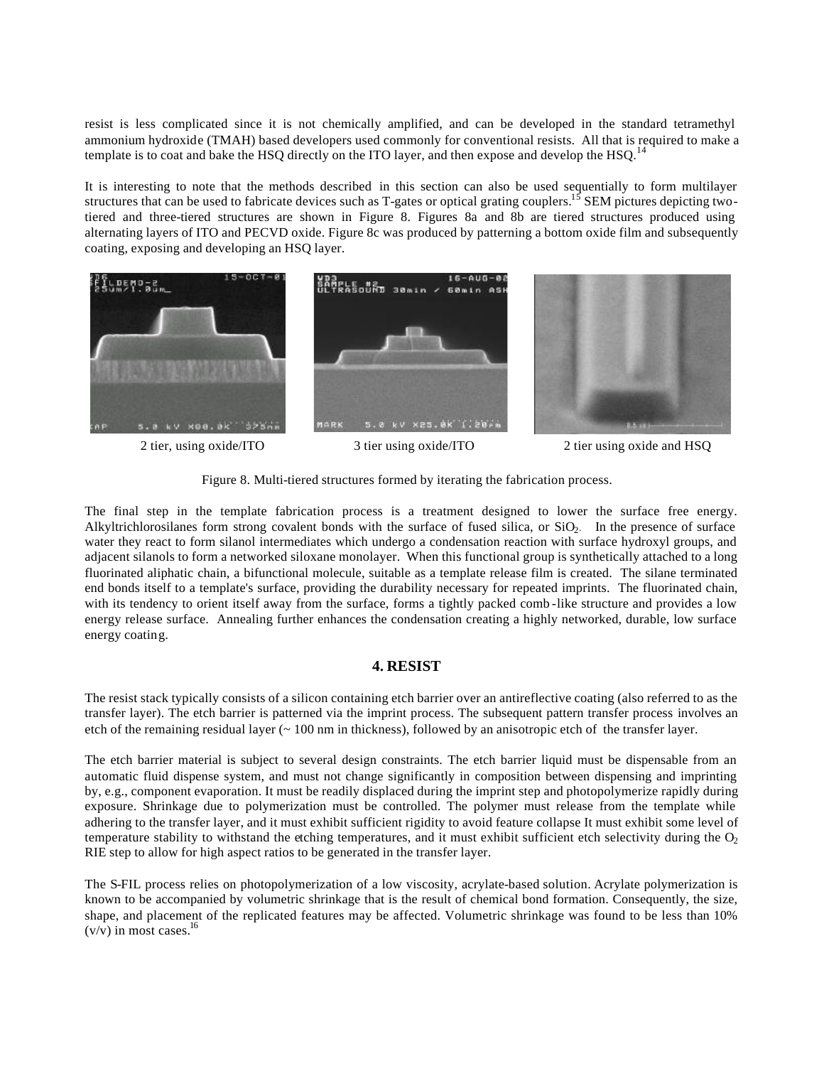resist is less complicated since it is not chemically amplified, and can be developed in the standard tetramethyl ammonium hydroxide (TMAH) based developers used commonly for conventional resists. All that is required to make a template is to coat and bake the HSQ directly on the ITO layer, and then expose and develop the HSQ.[14]

It is interesting to note that the methods described in this section can also be used sequentially to form multilayer structures that can be used to fabricate devices such as T-gates or optical grating couplers.[15] SEM pictures depicting two-tiered and three-tiered structures are shown in Figure 8. Figures 8a and 8b are tiered structures produced using alternating layers of ITO and PECVD oxide. Figure 8c was produced by patterning a bottom oxide film and subsequently coating, exposing and developing an HSQ layer.

2 tier, using oxide/ITO | 3 tier using oxide/ITO | 2 tier using oxide and HSQ

Figure 8. Multi-tiered structures formed by iterating the fabrication process.

The final step in the template fabrication process is a treatment designed to lower the surface free energy. Alkyltrichlorosilanes form strong covalent bonds with the surface of fused silica, or $SiO_2$. In the presence of surface water they react to form silanol intermediates which undergo a condensation reaction with surface hydroxyl groups, and adjacent silanols to form a networked siloxane monolayer. When this functional group is synthetically attached to a long fluorinated aliphatic chain, a bifunctional molecule, suitable as a template release film is created. The silane terminated end bonds itself to a template's surface, providing the durability necessary for repeated imprints. The fluorinated chain, with its tendency to orient itself away from the surface, forms a tightly packed comb-like structure and provides a low energy release surface. Annealing further enhances the condensation creating a highly networked, durable, low surface energy coating.

## 4. RESIST

The resist stack typically consists of a silicon containing etch barrier over an antireflective coating (also referred to as the transfer layer). The etch barrier is patterned via the imprint process. The subsequent pattern transfer process involves an etch of the remaining residual layer (~ 100 nm in thickness), followed by an anisotropic etch of the transfer layer.

The etch barrier material is subject to several design constraints. The etch barrier liquid must be dispensable from an automatic fluid dispense system, and must not change significantly in composition between dispensing and imprinting by, e.g., component evaporation. It must be readily displaced during the imprint step and photopolymerize rapidly during exposure. Shrinkage due to polymerization must be controlled. The polymer must release from the template while adhering to the transfer layer, and it must exhibit sufficient rigidity to avoid feature collapse It must exhibit some level of temperature stability to withstand the etching temperatures, and it must exhibit sufficient etch selectivity during the $O_2$ RIE step to allow for high aspect ratios to be generated in the transfer layer.

The S-FIL process relies on photopolymerization of a low viscosity, acrylate-based solution. Acrylate polymerization is known to be accompanied by volumetric shrinkage that is the result of chemical bond formation. Consequently, the size, shape, and placement of the replicated features may be affected. Volumetric shrinkage was found to be less than 10% (v/v) in most cases.[16]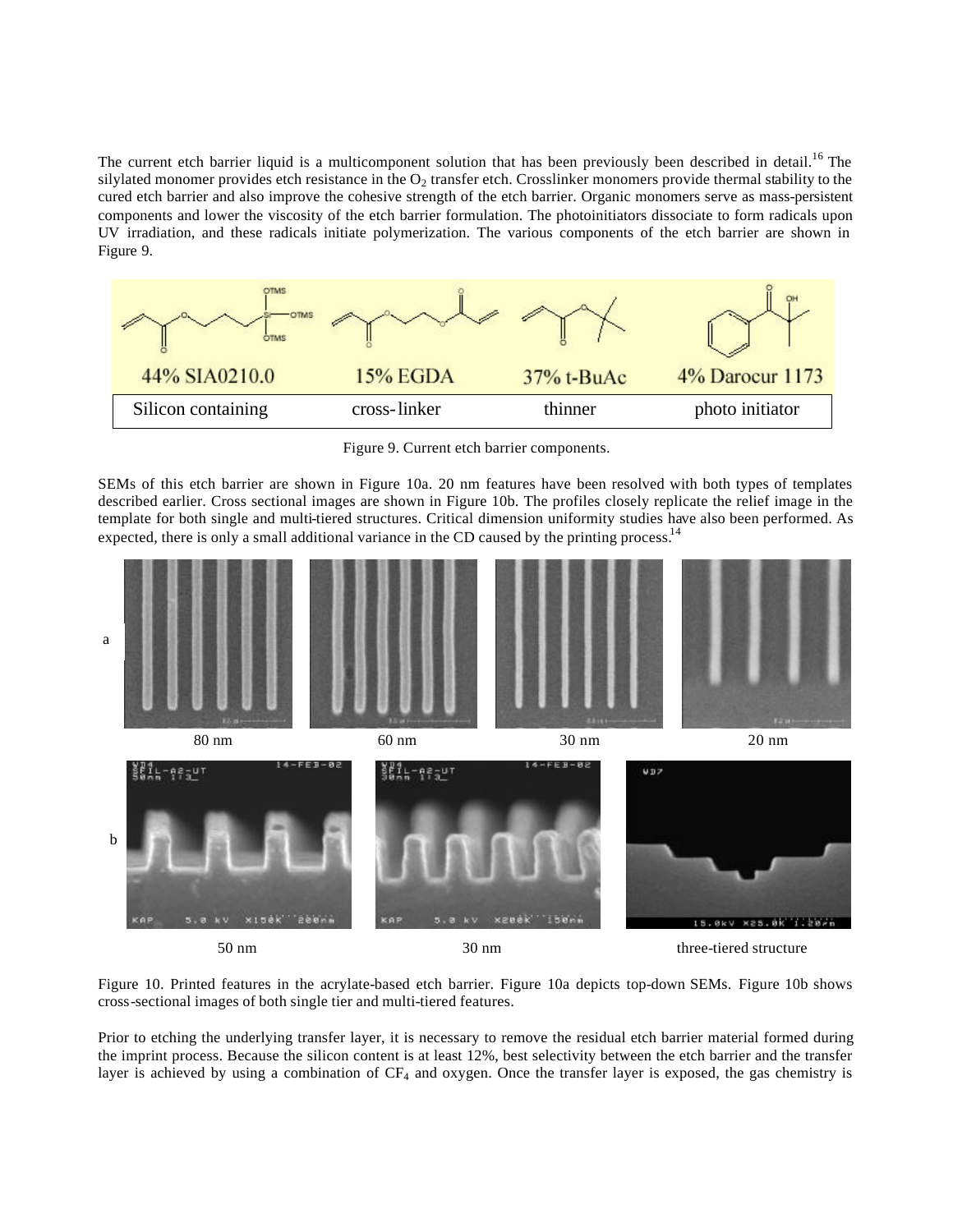The current etch barrier liquid is a multicomponent solution that has been previously been described in detail.[16] The silylated monomer provides etch resistance in the $O_2$ transfer etch. Crosslinker monomers provide thermal stability to the cured etch barrier and also improve the cohesive strength of the etch barrier. Organic monomers serve as mass-persistent components and lower the viscosity of the etch barrier formulation. The photoinitiators dissociate to form radicals upon UV irradiation, and these radicals initiate polymerization. The various components of the etch barrier are shown in Figure 9.

| 44% SIA0210.0 | 15% EGDA | 37% t-BuAc | 4% Darocur 1173 |
|---|---|---|---|
| Silicon containing | cross-linker | thinner | photo initiator |

Figure 9. Current etch barrier components.

SEMs of this etch barrier are shown in Figure 10a. 20 nm features have been resolved with both types of templates described earlier. Cross sectional images are shown in Figure 10b. The profiles closely replicate the relief image in the template for both single and multi-tiered structures. Critical dimension uniformity studies have also been performed. As expected, there is only a small additional variance in the CD caused by the printing process.[14]

a: 80 nm, 60 nm, 30 nm, 20 nm

b: 50 nm, 30 nm, three-tiered structure

Figure 10. Printed features in the acrylate-based etch barrier. Figure 10a depicts top-down SEMs. Figure 10b shows cross-sectional images of both single tier and multi-tiered features.

Prior to etching the underlying transfer layer, it is necessary to remove the residual etch barrier material formed during the imprint process. Because the silicon content is at least 12%, best selectivity between the etch barrier and the transfer layer is achieved by using a combination of $CF_4$ and oxygen. Once the transfer layer is exposed, the gas chemistry is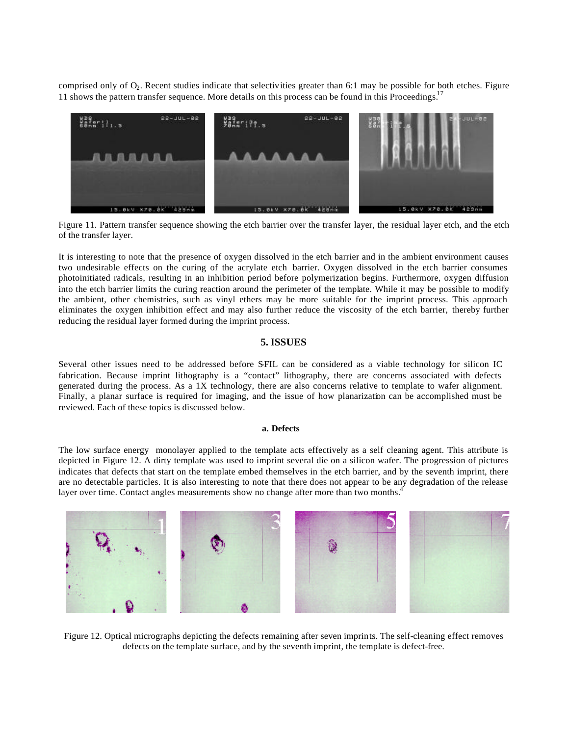comprised only of $O_2$. Recent studies indicate that selectivities greater than 6:1 may be possible for both etches. Figure 11 shows the pattern transfer sequence. More details on this process can be found in this Proceedings.[17]

Figure 11. Pattern transfer sequence showing the etch barrier over the transfer layer, the residual layer etch, and the etch of the transfer layer.

It is interesting to note that the presence of oxygen dissolved in the etch barrier and in the ambient environment causes two undesirable effects on the curing of the acrylate etch barrier. Oxygen dissolved in the etch barrier consumes photoinitiated radicals, resulting in an inhibition period before polymerization begins. Furthermore, oxygen diffusion into the etch barrier limits the curing reaction around the perimeter of the template. While it may be possible to modify the ambient, other chemistries, such as vinyl ethers may be more suitable for the imprint process. This approach eliminates the oxygen inhibition effect and may also further reduce the viscosity of the etch barrier, thereby further reducing the residual layer formed during the imprint process.

## 5. ISSUES

Several other issues need to be addressed before S-FIL can be considered as a viable technology for silicon IC fabrication. Because imprint lithography is a "contact" lithography, there are concerns associated with defects generated during the process. As a 1X technology, there are also concerns relative to template to wafer alignment. Finally, a planar surface is required for imaging, and the issue of how planarization can be accomplished must be reviewed. Each of these topics is discussed below.

### a. Defects

The low surface energy monolayer applied to the template acts effectively as a self cleaning agent. This attribute is depicted in Figure 12. A dirty template was used to imprint several die on a silicon wafer. The progression of pictures indicates that defects that start on the template embed themselves in the etch barrier, and by the seventh imprint, there are no detectable particles. It is also interesting to note that there does not appear to be any degradation of the release layer over time. Contact angles measurements show no change after more than two months.[4]

Figure 12. Optical micrographs depicting the defects remaining after seven imprints. The self-cleaning effect removes defects on the template surface, and by the seventh imprint, the template is defect-free.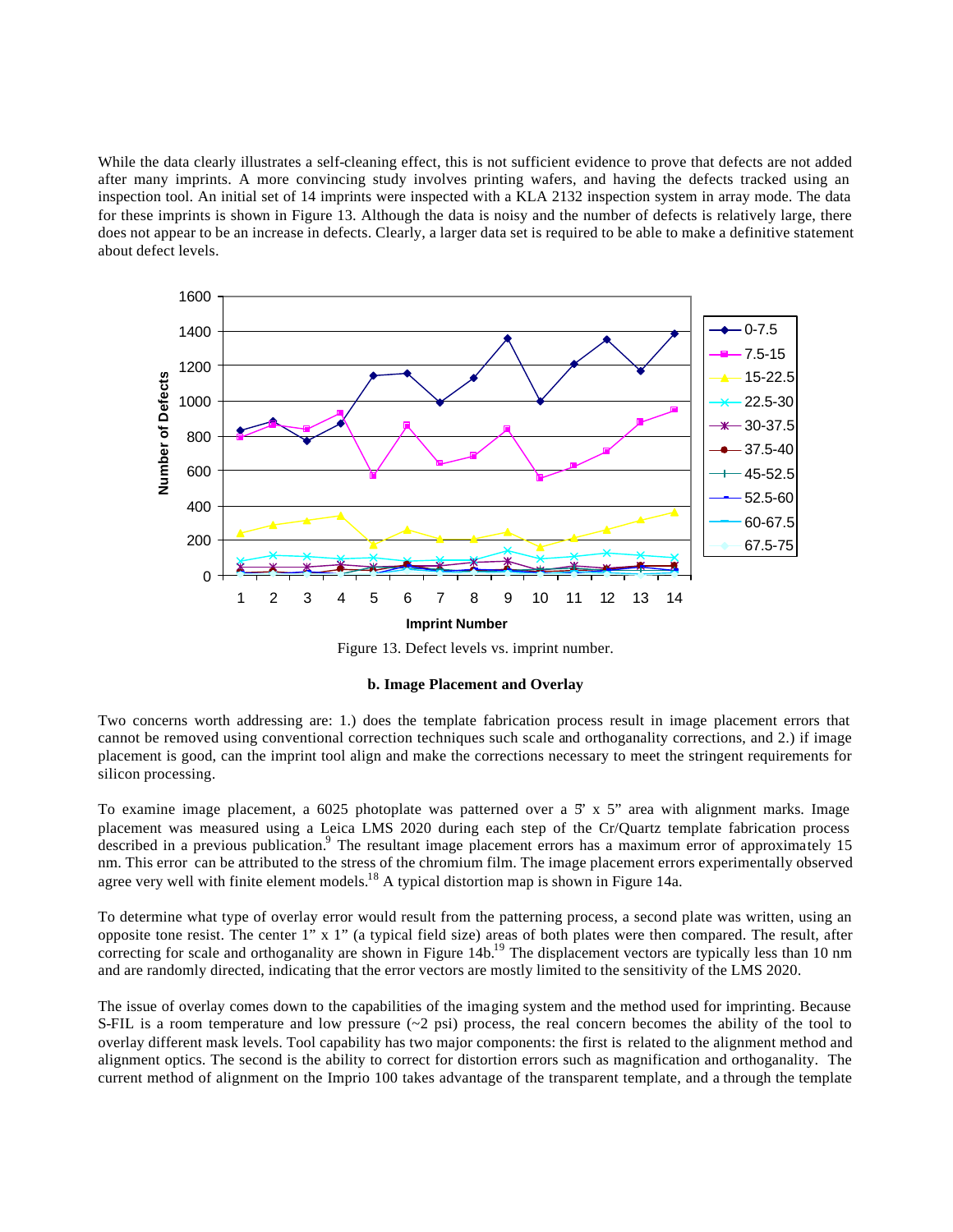While the data clearly illustrates a self-cleaning effect, this is not sufficient evidence to prove that defects are not added after many imprints. A more convincing study involves printing wafers, and having the defects tracked using an inspection tool. An initial set of 14 imprints were inspected with a KLA 2132 inspection system in array mode. The data for these imprints is shown in Figure 13. Although the data is noisy and the number of defects is relatively large, there does not appear to be an increase in defects. Clearly, a larger data set is required to be able to make a definitive statement about defect levels.

Figure 13. Defect levels vs. imprint number.

**b. Image Placement and Overlay**

Two concerns worth addressing are: 1.) does the template fabrication process result in image placement errors that cannot be removed using conventional correction techniques such scale and orthoganality corrections, and 2.) if image placement is good, can the imprint tool align and make the corrections necessary to meet the stringent requirements for silicon processing.

To examine image placement, a 6025 photoplate was patterned over a 5" x 5" area with alignment marks. Image placement was measured using a Leica LMS 2020 during each step of the Cr/Quartz template fabrication process described in a previous publication.[9] The resultant image placement errors has a maximum error of approximately 15 nm. This error can be attributed to the stress of the chromium film. The image placement errors experimentally observed agree very well with finite element models.[18] A typical distortion map is shown in Figure 14a.

To determine what type of overlay error would result from the patterning process, a second plate was written, using an opposite tone resist. The center 1" x 1" (a typical field size) areas of both plates were then compared. The result, after correcting for scale and orthoganality are shown in Figure 14b.[19] The displacement vectors are typically less than 10 nm and are randomly directed, indicating that the error vectors are mostly limited to the sensitivity of the LMS 2020.

The issue of overlay comes down to the capabilities of the imaging system and the method used for imprinting. Because S-FIL is a room temperature and low pressure (~2 psi) process, the real concern becomes the ability of the tool to overlay different mask levels. Tool capability has two major components: the first is related to the alignment method and alignment optics. The second is the ability to correct for distortion errors such as magnification and orthoganality. The current method of alignment on the Imprio 100 takes advantage of the transparent template, and a through the template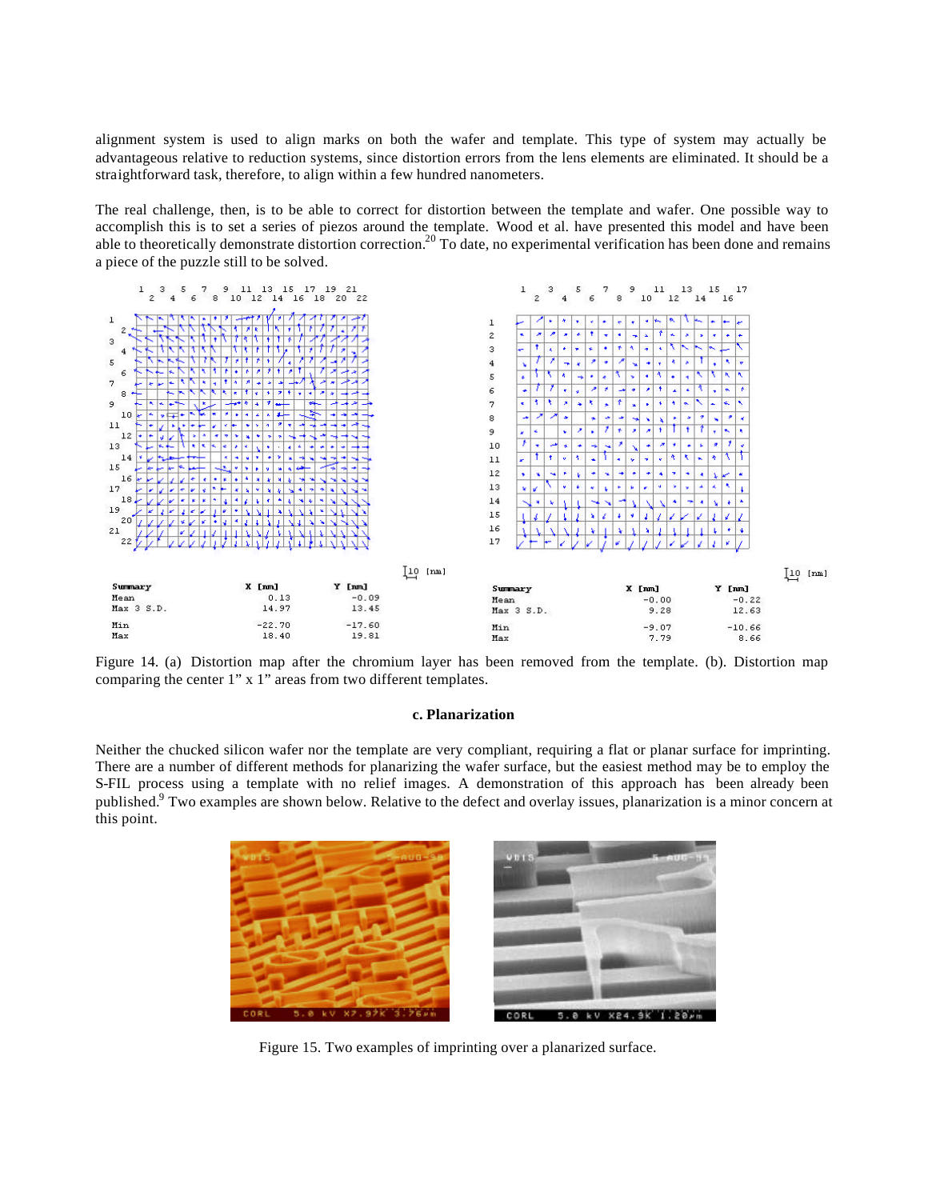alignment system is used to align marks on both the wafer and template. This type of system may actually be advantageous relative to reduction systems, since distortion errors from the lens elements are eliminated. It should be a straightforward task, therefore, to align within a few hundred nanometers.

The real challenge, then, is to be able to correct for distortion between the template and wafer. One possible way to accomplish this is to set a series of piezos around the template. Wood et al. have presented this model and have been able to theoretically demonstrate distortion correction.[20] To date, no experimental verification has been done and remains a piece of the puzzle still to be solved.

| Summary | X [nm] | Y [nm] |
|---|---|---|
| Mean | 0.13 | -0.09 |
| Max 3 S.D. | 14.97 | 13.45 |
| Min | -22.70 | -17.60 |
| Max | 18.40 | 19.81 |

| Summary | X [nm] | Y [nm] |
|---|---|---|
| Mean | -0.00 | -0.22 |
| Max 3 S.D. | 9.28 | 12.63 |
| Min | -9.07 | -10.66 |
| Max | 7.79 | 8.66 |

Figure 14. (a) Distortion map after the chromium layer has been removed from the template. (b). Distortion map comparing the center 1" x 1" areas from two different templates.

### c. Planarization

Neither the chucked silicon wafer nor the template are very compliant, requiring a flat or planar surface for imprinting. There are a number of different methods for planarizing the wafer surface, but the easiest method may be to employ the S-FIL process using a template with no relief images. A demonstration of this approach has been already been published.[9] Two examples are shown below. Relative to the defect and overlay issues, planarization is a minor concern at this point.

Figure 15. Two examples of imprinting over a planarized surface.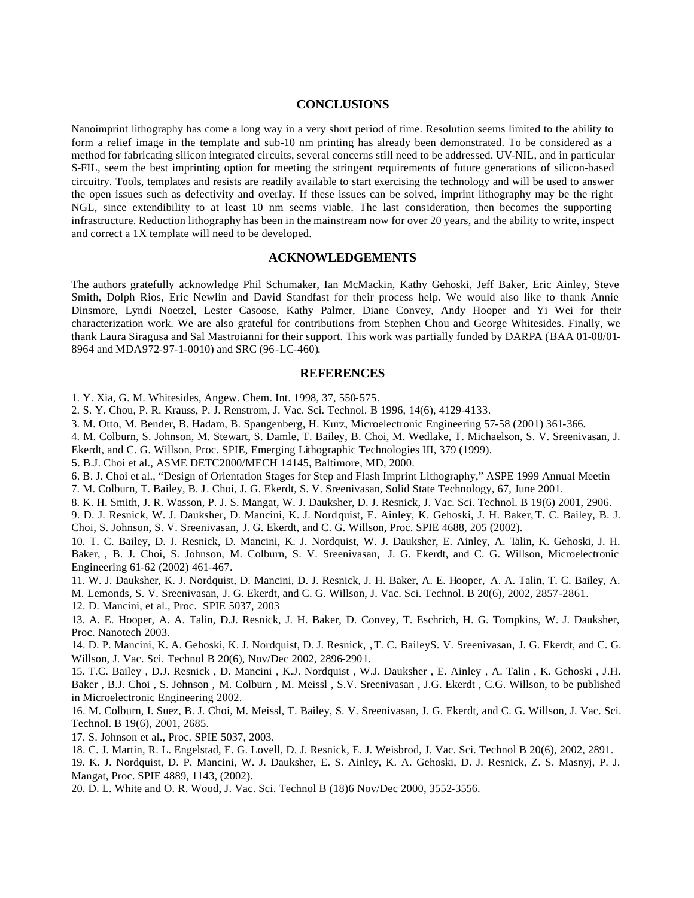## CONCLUSIONS

Nanoimprint lithography has come a long way in a very short period of time. Resolution seems limited to the ability to form a relief image in the template and sub-10 nm printing has already been demonstrated. To be considered as a method for fabricating silicon integrated circuits, several concerns still need to be addressed. UV-NIL, and in particular S-FIL, seem the best imprinting option for meeting the stringent requirements of future generations of silicon-based circuitry. Tools, templates and resists are readily available to start exercising the technology and will be used to answer the open issues such as defectivity and overlay. If these issues can be solved, imprint lithography may be the right NGL, since extendibility to at least 10 nm seems viable. The last consideration, then becomes the supporting infrastructure. Reduction lithography has been in the mainstream now for over 20 years, and the ability to write, inspect and correct a 1X template will need to be developed.

## ACKNOWLEDGEMENTS

The authors gratefully acknowledge Phil Schumaker, Ian McMackin, Kathy Gehoski, Jeff Baker, Eric Ainley, Steve Smith, Dolph Rios, Eric Newlin and David Standfast for their process help. We would also like to thank Annie Dinsmore, Lyndi Noetzel, Lester Casoose, Kathy Palmer, Diane Convey, Andy Hooper and Yi Wei for their characterization work. We are also grateful for contributions from Stephen Chou and George Whitesides. Finally, we thank Laura Siragusa and Sal Mastroianni for their support. This work was partially funded by DARPA (BAA 01-08/01-8964 and MDA972-97-1-0010) and SRC (96-LC-460).

## REFERENCES

1. Y. Xia, G. M. Whitesides, Angew. Chem. Int. 1998, 37, 550-575.
2. S. Y. Chou, P. R. Krauss, P. J. Renstrom, J. Vac. Sci. Technol. B 1996, 14(6), 4129-4133.
3. M. Otto, M. Bender, B. Hadam, B. Spangenberg, H. Kurz, Microelectronic Engineering 57-58 (2001) 361-366.
4. M. Colburn, S. Johnson, M. Stewart, S. Damle, T. Bailey, B. Choi, M. Wedlake, T. Michaelson, S. V. Sreenivasan, J. Ekerdt, and C. G. Willson, Proc. SPIE, Emerging Lithographic Technologies III, 379 (1999).
5. B.J. Choi et al., ASME DETC2000/MECH 14145, Baltimore, MD, 2000.
6. B. J. Choi et al., "Design of Orientation Stages for Step and Flash Imprint Lithography," ASPE 1999 Annual Meetin
7. M. Colburn, T. Bailey, B. J. Choi, J. G. Ekerdt, S. V. Sreenivasan, Solid State Technology, 67, June 2001.
8. K. H. Smith, J. R. Wasson, P. J. S. Mangat, W. J. Dauksher, D. J. Resnick, J. Vac. Sci. Technol. B 19(6) 2001, 2906.
9. D. J. Resnick, W. J. Dauksher, D. Mancini, K. J. Nordquist, E. Ainley, K. Gehoski, J. H. Baker, T. C. Bailey, B. J. Choi, S. Johnson, S. V. Sreenivasan, J. G. Ekerdt, and C. G. Willson, Proc. SPIE 4688, 205 (2002).
10. T. C. Bailey, D. J. Resnick, D. Mancini, K. J. Nordquist, W. J. Dauksher, E. Ainley, A. Talin, K. Gehoski, J. H. Baker, , B. J. Choi, S. Johnson, M. Colburn, S. V. Sreenivasan, J. G. Ekerdt, and C. G. Willson, Microelectronic Engineering 61-62 (2002) 461-467.
11. W. J. Dauksher, K. J. Nordquist, D. Mancini, D. J. Resnick, J. H. Baker, A. E. Hooper, A. A. Talin, T. C. Bailey, A. M. Lemonds, S. V. Sreenivasan, J. G. Ekerdt, and C. G. Willson, J. Vac. Sci. Technol. B 20(6), 2002, 2857-2861.
12. D. Mancini, et al., Proc. SPIE 5037, 2003
13. A. E. Hooper, A. A. Talin, D.J. Resnick, J. H. Baker, D. Convey, T. Eschrich, H. G. Tompkins, W. J. Dauksher, Proc. Nanotech 2003.
14. D. P. Mancini, K. A. Gehoski, K. J. Nordquist, D. J. Resnick, , T. C. BaileyS. V. Sreenivasan, J. G. Ekerdt, and C. G. Willson, J. Vac. Sci. Technol B 20(6), Nov/Dec 2002, 2896-2901.
15. T.C. Bailey , D.J. Resnick , D. Mancini , K.J. Nordquist , W.J. Dauksher , E. Ainley , A. Talin , K. Gehoski , J.H. Baker , B.J. Choi , S. Johnson , M. Colburn , M. Meissl , S.V. Sreenivasan , J.G. Ekerdt , C.G. Willson, to be published in Microelectronic Engineering 2002.
16. M. Colburn, I. Suez, B. J. Choi, M. Meissl, T. Bailey, S. V. Sreenivasan, J. G. Ekerdt, and C. G. Willson, J. Vac. Sci. Technol. B 19(6), 2001, 2685.
17. S. Johnson et al., Proc. SPIE 5037, 2003.
18. C. J. Martin, R. L. Engelstad, E. G. Lovell, D. J. Resnick, E. J. Weisbrod, J. Vac. Sci. Technol B 20(6), 2002, 2891.
19. K. J. Nordquist, D. P. Mancini, W. J. Dauksher, E. S. Ainley, K. A. Gehoski, D. J. Resnick, Z. S. Masnyj, P. J. Mangat, Proc. SPIE 4889, 1143, (2002).
20. D. L. White and O. R. Wood, J. Vac. Sci. Technol B (18)6 Nov/Dec 2000, 3552-3556.